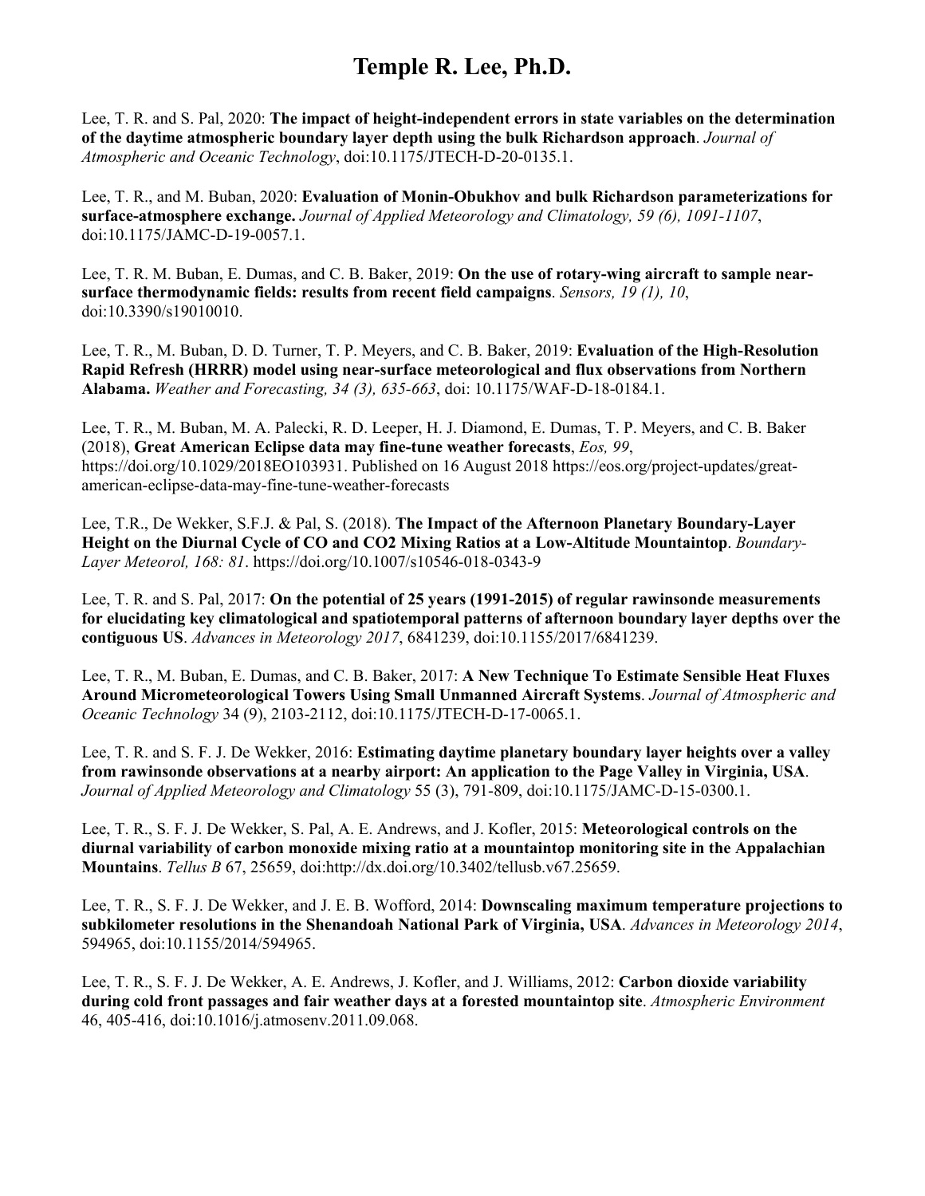# Temple R. Lee, Ph.D.

Lee, T. R. and S. Pal, 2020: **The impact of height-independent errors in state variables on the determination of the daytime atmospheric boundary layer depth using the bulk Richardson approach**. *Journal of Atmospheric and Oceanic Technology*, doi:10.1175/JTECH-D-20-0135.1.

Lee, T. R., and M. Buban, 2020: **Evaluation of Monin-Obukhov and bulk Richardson parameterizations for surface-atmosphere exchange.** *Journal of Applied Meteorology and Climatology, 59 (6), 1091-1107*, doi:10.1175/JAMC-D-19-0057.1.

Lee, T. R. M. Buban, E. Dumas, and C. B. Baker, 2019: **On the use of rotary-wing aircraft to sample near-surface thermodynamic fields: results from recent field campaigns**. *Sensors, 19 (1), 10*, doi:10.3390/s19010010.

Lee, T. R., M. Buban, D. D. Turner, T. P. Meyers, and C. B. Baker, 2019: **Evaluation of the High-Resolution Rapid Refresh (HRRR) model using near-surface meteorological and flux observations from Northern Alabama.** *Weather and Forecasting, 34 (3), 635-663*, doi: 10.1175/WAF-D-18-0184.1.

Lee, T. R., M. Buban, M. A. Palecki, R. D. Leeper, H. J. Diamond, E. Dumas, T. P. Meyers, and C. B. Baker (2018), **Great American Eclipse data may fine-tune weather forecasts**, *Eos, 99*, https://doi.org/10.1029/2018EO103931. Published on 16 August 2018 https://eos.org/project-updates/great-american-eclipse-data-may-fine-tune-weather-forecasts

Lee, T.R., De Wekker, S.F.J. & Pal, S. (2018). **The Impact of the Afternoon Planetary Boundary-Layer Height on the Diurnal Cycle of CO and CO2 Mixing Ratios at a Low-Altitude Mountaintop**. *Boundary-Layer Meteorol, 168: 81*. https://doi.org/10.1007/s10546-018-0343-9

Lee, T. R. and S. Pal, 2017: **On the potential of 25 years (1991-2015) of regular rawinsonde measurements for elucidating key climatological and spatiotemporal patterns of afternoon boundary layer depths over the contiguous US**. *Advances in Meteorology 2017*, 6841239, doi:10.1155/2017/6841239.

Lee, T. R., M. Buban, E. Dumas, and C. B. Baker, 2017: **A New Technique To Estimate Sensible Heat Fluxes Around Micrometeorological Towers Using Small Unmanned Aircraft Systems**. *Journal of Atmospheric and Oceanic Technology* 34 (9), 2103-2112, doi:10.1175/JTECH-D-17-0065.1.

Lee, T. R. and S. F. J. De Wekker, 2016: **Estimating daytime planetary boundary layer heights over a valley from rawinsonde observations at a nearby airport: An application to the Page Valley in Virginia, USA**. *Journal of Applied Meteorology and Climatology* 55 (3), 791-809, doi:10.1175/JAMC-D-15-0300.1.

Lee, T. R., S. F. J. De Wekker, S. Pal, A. E. Andrews, and J. Kofler, 2015: **Meteorological controls on the diurnal variability of carbon monoxide mixing ratio at a mountaintop monitoring site in the Appalachian Mountains**. *Tellus B* 67, 25659, doi:http://dx.doi.org/10.3402/tellusb.v67.25659.

Lee, T. R., S. F. J. De Wekker, and J. E. B. Wofford, 2014: **Downscaling maximum temperature projections to subkilometer resolutions in the Shenandoah National Park of Virginia, USA**. *Advances in Meteorology 2014*, 594965, doi:10.1155/2014/594965.

Lee, T. R., S. F. J. De Wekker, A. E. Andrews, J. Kofler, and J. Williams, 2012: **Carbon dioxide variability during cold front passages and fair weather days at a forested mountaintop site**. *Atmospheric Environment* 46, 405-416, doi:10.1016/j.atmosenv.2011.09.068.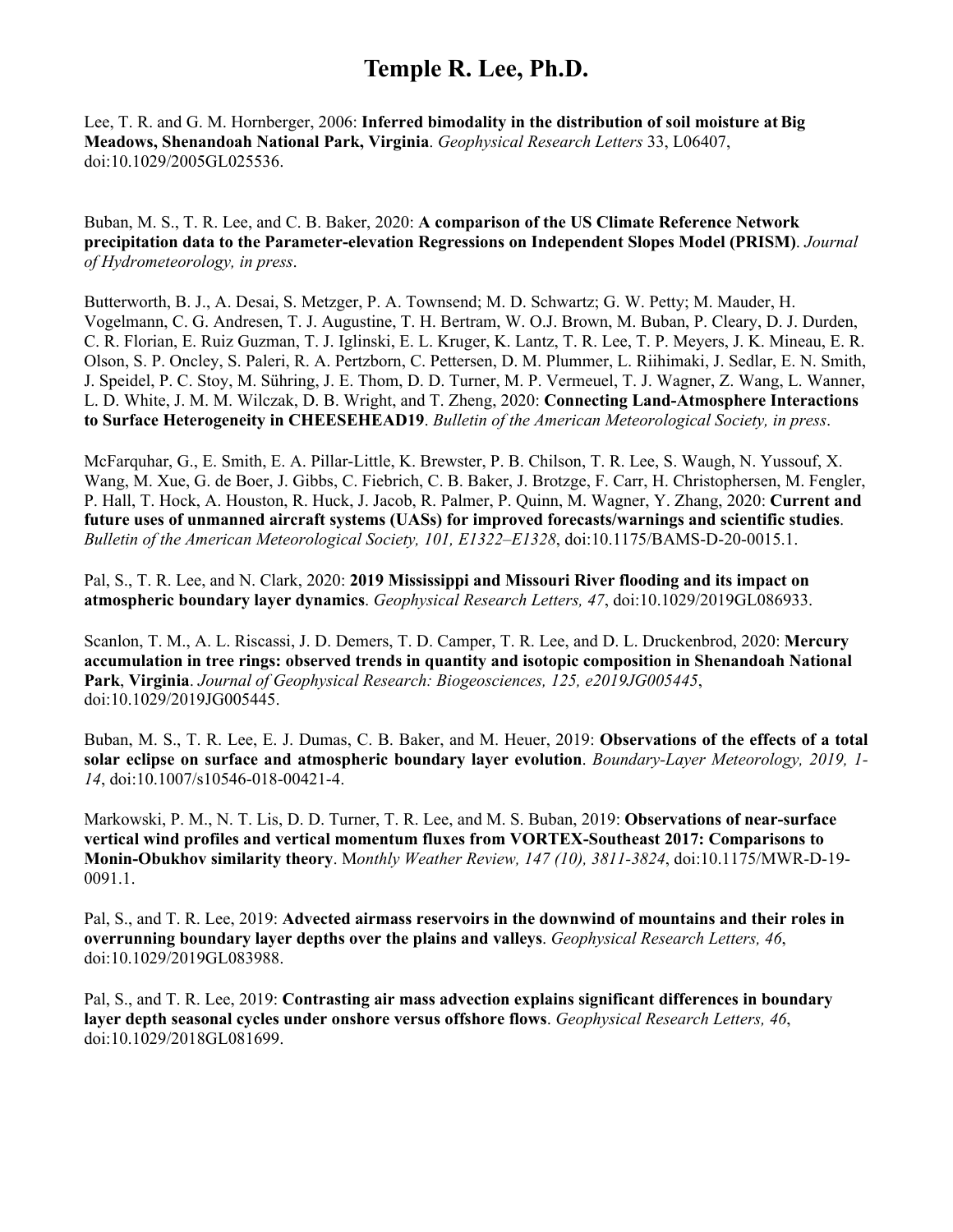# Temple R. Lee, Ph.D.

Lee, T. R. and G. M. Hornberger, 2006: **Inferred bimodality in the distribution of soil moisture at Big Meadows, Shenandoah National Park, Virginia**. *Geophysical Research Letters* 33, L06407, doi:10.1029/2005GL025536.

Buban, M. S., T. R. Lee, and C. B. Baker, 2020: **A comparison of the US Climate Reference Network precipitation data to the Parameter-elevation Regressions on Independent Slopes Model (PRISM)**. *Journal of Hydrometeorology, in press*.

Butterworth, B. J., A. Desai, S. Metzger, P. A. Townsend; M. D. Schwartz; G. W. Petty; M. Mauder, H. Vogelmann, C. G. Andresen, T. J. Augustine, T. H. Bertram, W. O.J. Brown, M. Buban, P. Cleary, D. J. Durden, C. R. Florian, E. Ruiz Guzman, T. J. Iglinski, E. L. Kruger, K. Lantz, T. R. Lee, T. P. Meyers, J. K. Mineau, E. R. Olson, S. P. Oncley, S. Paleri, R. A. Pertzborn, C. Pettersen, D. M. Plummer, L. Riihimaki, J. Sedlar, E. N. Smith, J. Speidel, P. C. Stoy, M. Sühring, J. E. Thom, D. D. Turner, M. P. Vermeuel, T. J. Wagner, Z. Wang, L. Wanner, L. D. White, J. M. M. Wilczak, D. B. Wright, and T. Zheng, 2020: **Connecting Land-Atmosphere Interactions to Surface Heterogeneity in CHEESEHEAD19**. *Bulletin of the American Meteorological Society, in press*.

McFarquhar, G., E. Smith, E. A. Pillar-Little, K. Brewster, P. B. Chilson, T. R. Lee, S. Waugh, N. Yussouf, X. Wang, M. Xue, G. de Boer, J. Gibbs, C. Fiebrich, C. B. Baker, J. Brotzge, F. Carr, H. Christophersen, M. Fengler, P. Hall, T. Hock, A. Houston, R. Huck, J. Jacob, R. Palmer, P. Quinn, M. Wagner, Y. Zhang, 2020: **Current and future uses of unmanned aircraft systems (UASs) for improved forecasts/warnings and scientific studies**. *Bulletin of the American Meteorological Society, 101, E1322–E1328*, doi:10.1175/BAMS-D-20-0015.1.

Pal, S., T. R. Lee, and N. Clark, 2020: **2019 Mississippi and Missouri River flooding and its impact on atmospheric boundary layer dynamics**. *Geophysical Research Letters, 47*, doi:10.1029/2019GL086933.

Scanlon, T. M., A. L. Riscassi, J. D. Demers, T. D. Camper, T. R. Lee, and D. L. Druckenbrod, 2020: **Mercury accumulation in tree rings: observed trends in quantity and isotopic composition in Shenandoah National Park**, **Virginia**. *Journal of Geophysical Research: Biogeosciences, 125, e2019JG005445*, doi:10.1029/2019JG005445.

Buban, M. S., T. R. Lee, E. J. Dumas, C. B. Baker, and M. Heuer, 2019: **Observations of the effects of a total solar eclipse on surface and atmospheric boundary layer evolution**. *Boundary-Layer Meteorology, 2019, 1-14*, doi:10.1007/s10546-018-00421-4.

Markowski, P. M., N. T. Lis, D. D. Turner, T. R. Lee, and M. S. Buban, 2019: **Observations of near-surface vertical wind profiles and vertical momentum fluxes from VORTEX-Southeast 2017: Comparisons to Monin-Obukhov similarity theory**. M*onthly Weather Review, 147 (10), 3811-3824*, doi:10.1175/MWR-D-19-0091.1.

Pal, S., and T. R. Lee, 2019: **Advected airmass reservoirs in the downwind of mountains and their roles in overrunning boundary layer depths over the plains and valleys**. *Geophysical Research Letters, 46*, doi:10.1029/2019GL083988.

Pal, S., and T. R. Lee, 2019: **Contrasting air mass advection explains significant differences in boundary layer depth seasonal cycles under onshore versus offshore flows**. *Geophysical Research Letters, 46*, doi:10.1029/2018GL081699.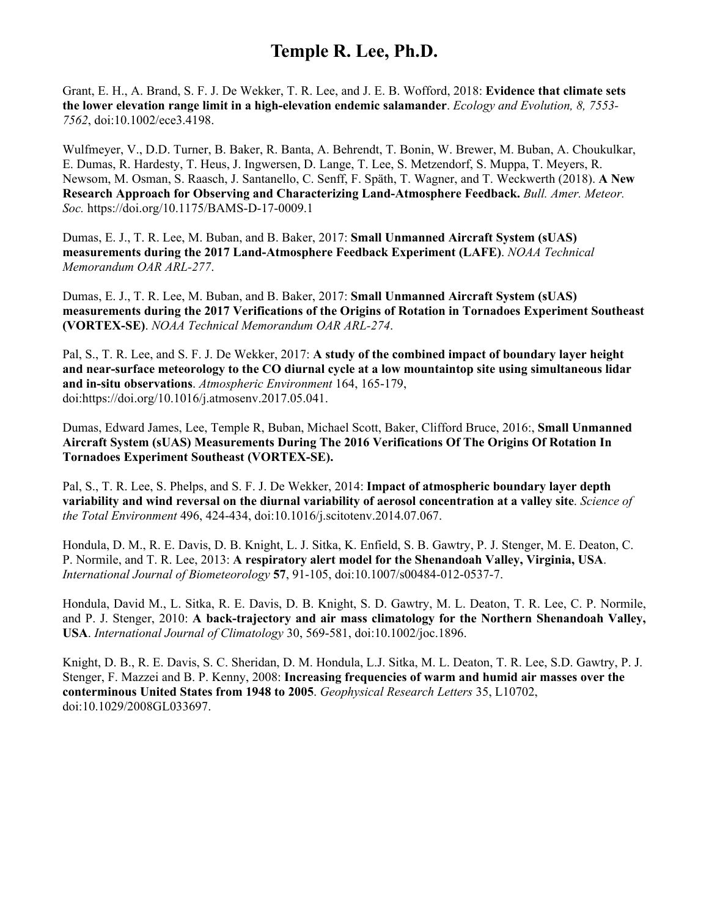# Temple R. Lee, Ph.D.

Grant, E. H., A. Brand, S. F. J. De Wekker, T. R. Lee, and J. E. B. Wofford, 2018: **Evidence that climate sets the lower elevation range limit in a high-elevation endemic salamander**. *Ecology and Evolution, 8, 7553-7562*, doi:10.1002/ece3.4198.

Wulfmeyer, V., D.D. Turner, B. Baker, R. Banta, A. Behrendt, T. Bonin, W. Brewer, M. Buban, A. Choukulkar, E. Dumas, R. Hardesty, T. Heus, J. Ingwersen, D. Lange, T. Lee, S. Metzendorf, S. Muppa, T. Meyers, R. Newsom, M. Osman, S. Raasch, J. Santanello, C. Senff, F. Späth, T. Wagner, and T. Weckwerth (2018). **A New Research Approach for Observing and Characterizing Land-Atmosphere Feedback.** *Bull. Amer. Meteor. Soc.* https://doi.org/10.1175/BAMS-D-17-0009.1

Dumas, E. J., T. R. Lee, M. Buban, and B. Baker, 2017: **Small Unmanned Aircraft System (sUAS) measurements during the 2017 Land-Atmosphere Feedback Experiment (LAFE)**. *NOAA Technical Memorandum OAR ARL-277*.

Dumas, E. J., T. R. Lee, M. Buban, and B. Baker, 2017: **Small Unmanned Aircraft System (sUAS) measurements during the 2017 Verifications of the Origins of Rotation in Tornadoes Experiment Southeast (VORTEX-SE)**. *NOAA Technical Memorandum OAR ARL-274*.

Pal, S., T. R. Lee, and S. F. J. De Wekker, 2017: **A study of the combined impact of boundary layer height and near-surface meteorology to the CO diurnal cycle at a low mountaintop site using simultaneous lidar and in-situ observations**. *Atmospheric Environment* 164, 165-179, doi:https://doi.org/10.1016/j.atmosenv.2017.05.041.

Dumas, Edward James, Lee, Temple R, Buban, Michael Scott, Baker, Clifford Bruce, 2016:, **Small Unmanned Aircraft System (sUAS) Measurements During The 2016 Verifications Of The Origins Of Rotation In Tornadoes Experiment Southeast (VORTEX-SE).**

Pal, S., T. R. Lee, S. Phelps, and S. F. J. De Wekker, 2014: **Impact of atmospheric boundary layer depth variability and wind reversal on the diurnal variability of aerosol concentration at a valley site**. *Science of the Total Environment* 496, 424-434, doi:10.1016/j.scitotenv.2014.07.067.

Hondula, D. M., R. E. Davis, D. B. Knight, L. J. Sitka, K. Enfield, S. B. Gawtry, P. J. Stenger, M. E. Deaton, C. P. Normile, and T. R. Lee, 2013: **A respiratory alert model for the Shenandoah Valley, Virginia, USA**. *International Journal of Biometeorology* **57**, 91-105, doi:10.1007/s00484-012-0537-7.

Hondula, David M., L. Sitka, R. E. Davis, D. B. Knight, S. D. Gawtry, M. L. Deaton, T. R. Lee, C. P. Normile, and P. J. Stenger, 2010: **A back-trajectory and air mass climatology for the Northern Shenandoah Valley, USA**. *International Journal of Climatology* 30, 569-581, doi:10.1002/joc.1896.

Knight, D. B., R. E. Davis, S. C. Sheridan, D. M. Hondula, L.J. Sitka, M. L. Deaton, T. R. Lee, S.D. Gawtry, P. J. Stenger, F. Mazzei and B. P. Kenny, 2008: **Increasing frequencies of warm and humid air masses over the conterminous United States from 1948 to 2005**. *Geophysical Research Letters* 35, L10702, doi:10.1029/2008GL033697.